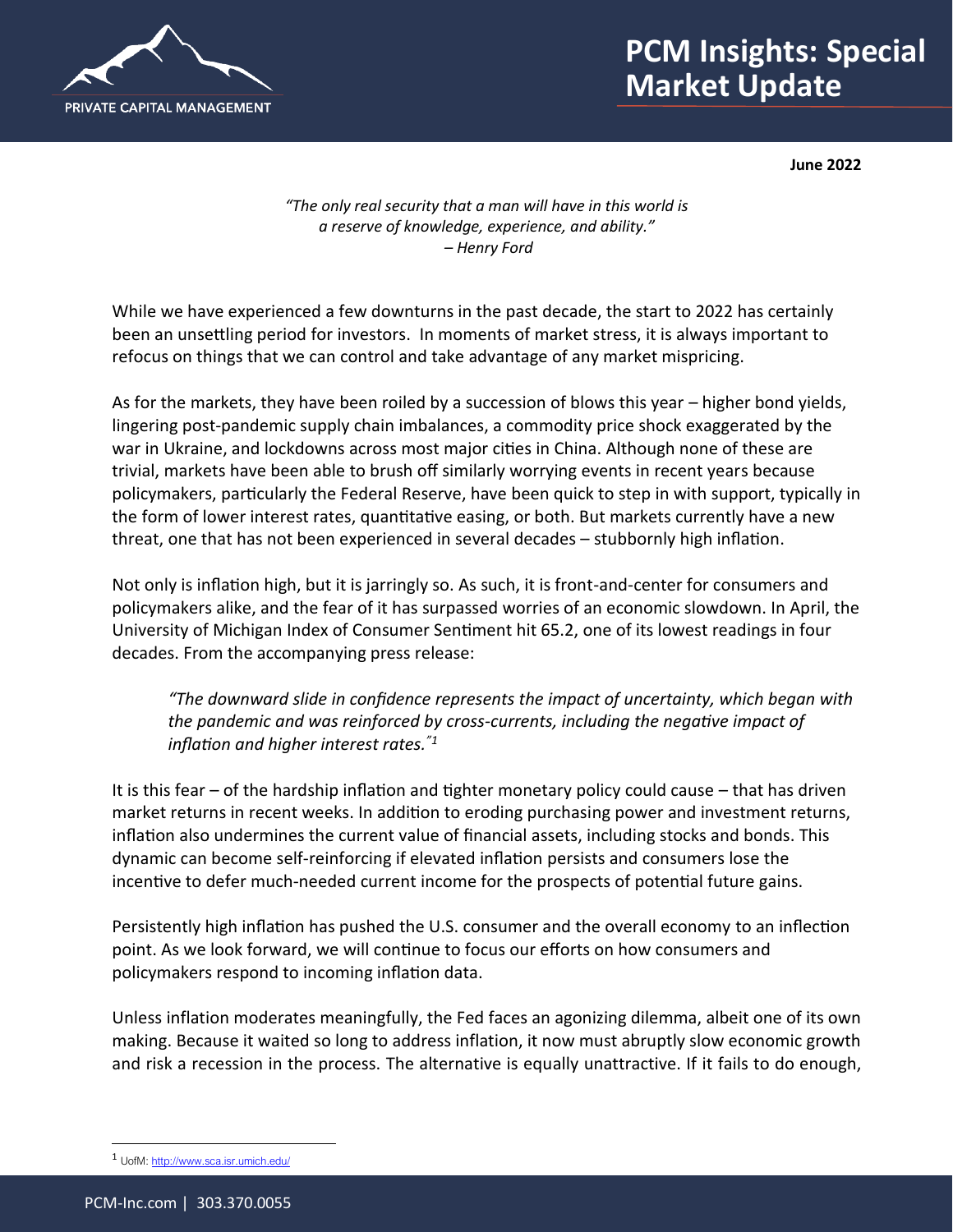# PCM Insights: Special Market Update

**June 2022**

*"The only real security that a man will have in this world is a reserve of knowledge, experience, and ability."*
*– Henry Ford*

While we have experienced a few downturns in the past decade, the start to 2022 has certainly been an unsettling period for investors. In moments of market stress, it is always important to refocus on things that we can control and take advantage of any market mispricing.

As for the markets, they have been roiled by a succession of blows this year – higher bond yields, lingering post-pandemic supply chain imbalances, a commodity price shock exaggerated by the war in Ukraine, and lockdowns across most major cities in China. Although none of these are trivial, markets have been able to brush off similarly worrying events in recent years because policymakers, particularly the Federal Reserve, have been quick to step in with support, typically in the form of lower interest rates, quantitative easing, or both. But markets currently have a new threat, one that has not been experienced in several decades – stubbornly high inflation.

Not only is inflation high, but it is jarringly so. As such, it is front-and-center for consumers and policymakers alike, and the fear of it has surpassed worries of an economic slowdown. In April, the University of Michigan Index of Consumer Sentiment hit 65.2, one of its lowest readings in four decades. From the accompanying press release:

> *"The downward slide in confidence represents the impact of uncertainty, which began with the pandemic and was reinforced by cross-currents, including the negative impact of inflation and higher interest rates."*[1]

It is this fear – of the hardship inflation and tighter monetary policy could cause – that has driven market returns in recent weeks. In addition to eroding purchasing power and investment returns, inflation also undermines the current value of financial assets, including stocks and bonds. This dynamic can become self-reinforcing if elevated inflation persists and consumers lose the incentive to defer much-needed current income for the prospects of potential future gains.

Persistently high inflation has pushed the U.S. consumer and the overall economy to an inflection point. As we look forward, we will continue to focus our efforts on how consumers and policymakers respond to incoming inflation data.

Unless inflation moderates meaningfully, the Fed faces an agonizing dilemma, albeit one of its own making. Because it waited so long to address inflation, it now must abruptly slow economic growth and risk a recession in the process. The alternative is equally unattractive. If it fails to do enough,

[1] UofM: http://www.sca.isr.umich.edu/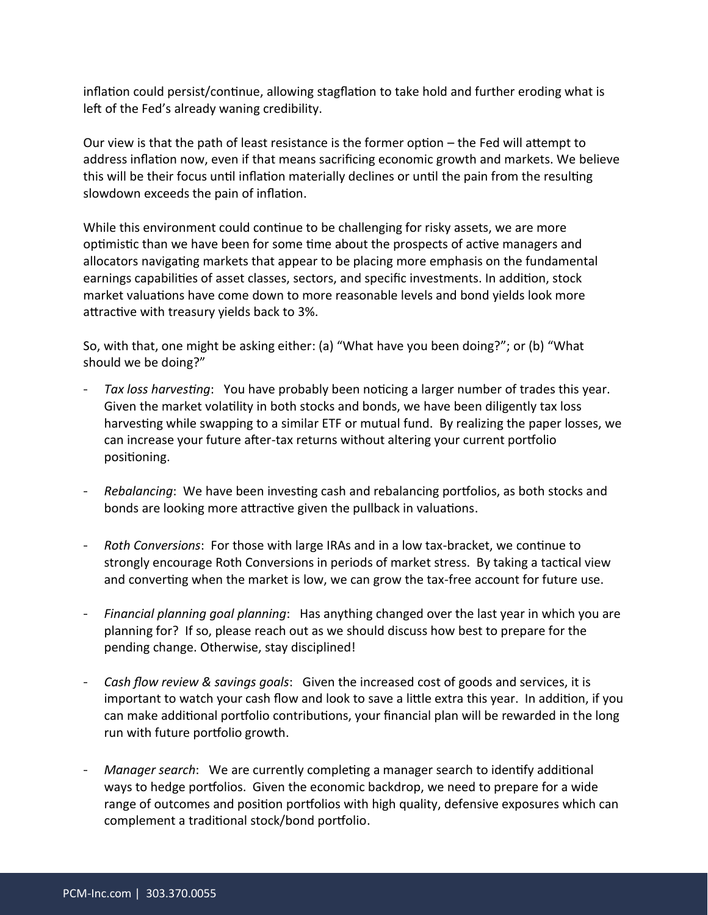inflation could persist/continue, allowing stagflation to take hold and further eroding what is left of the Fed's already waning credibility.

Our view is that the path of least resistance is the former option – the Fed will attempt to address inflation now, even if that means sacrificing economic growth and markets. We believe this will be their focus until inflation materially declines or until the pain from the resulting slowdown exceeds the pain of inflation.

While this environment could continue to be challenging for risky assets, we are more optimistic than we have been for some time about the prospects of active managers and allocators navigating markets that appear to be placing more emphasis on the fundamental earnings capabilities of asset classes, sectors, and specific investments. In addition, stock market valuations have come down to more reasonable levels and bond yields look more attractive with treasury yields back to 3%.

So, with that, one might be asking either: (a) "What have you been doing?"; or (b) "What should we be doing?"

- *Tax loss harvesting*: You have probably been noticing a larger number of trades this year. Given the market volatility in both stocks and bonds, we have been diligently tax loss harvesting while swapping to a similar ETF or mutual fund. By realizing the paper losses, we can increase your future after-tax returns without altering your current portfolio positioning.

- *Rebalancing*: We have been investing cash and rebalancing portfolios, as both stocks and bonds are looking more attractive given the pullback in valuations.

- *Roth Conversions*: For those with large IRAs and in a low tax-bracket, we continue to strongly encourage Roth Conversions in periods of market stress. By taking a tactical view and converting when the market is low, we can grow the tax-free account for future use.

- *Financial planning goal planning*: Has anything changed over the last year in which you are planning for? If so, please reach out as we should discuss how best to prepare for the pending change. Otherwise, stay disciplined!

- *Cash flow review & savings goals*: Given the increased cost of goods and services, it is important to watch your cash flow and look to save a little extra this year. In addition, if you can make additional portfolio contributions, your financial plan will be rewarded in the long run with future portfolio growth.

- *Manager search*: We are currently completing a manager search to identify additional ways to hedge portfolios. Given the economic backdrop, we need to prepare for a wide range of outcomes and position portfolios with high quality, defensive exposures which can complement a traditional stock/bond portfolio.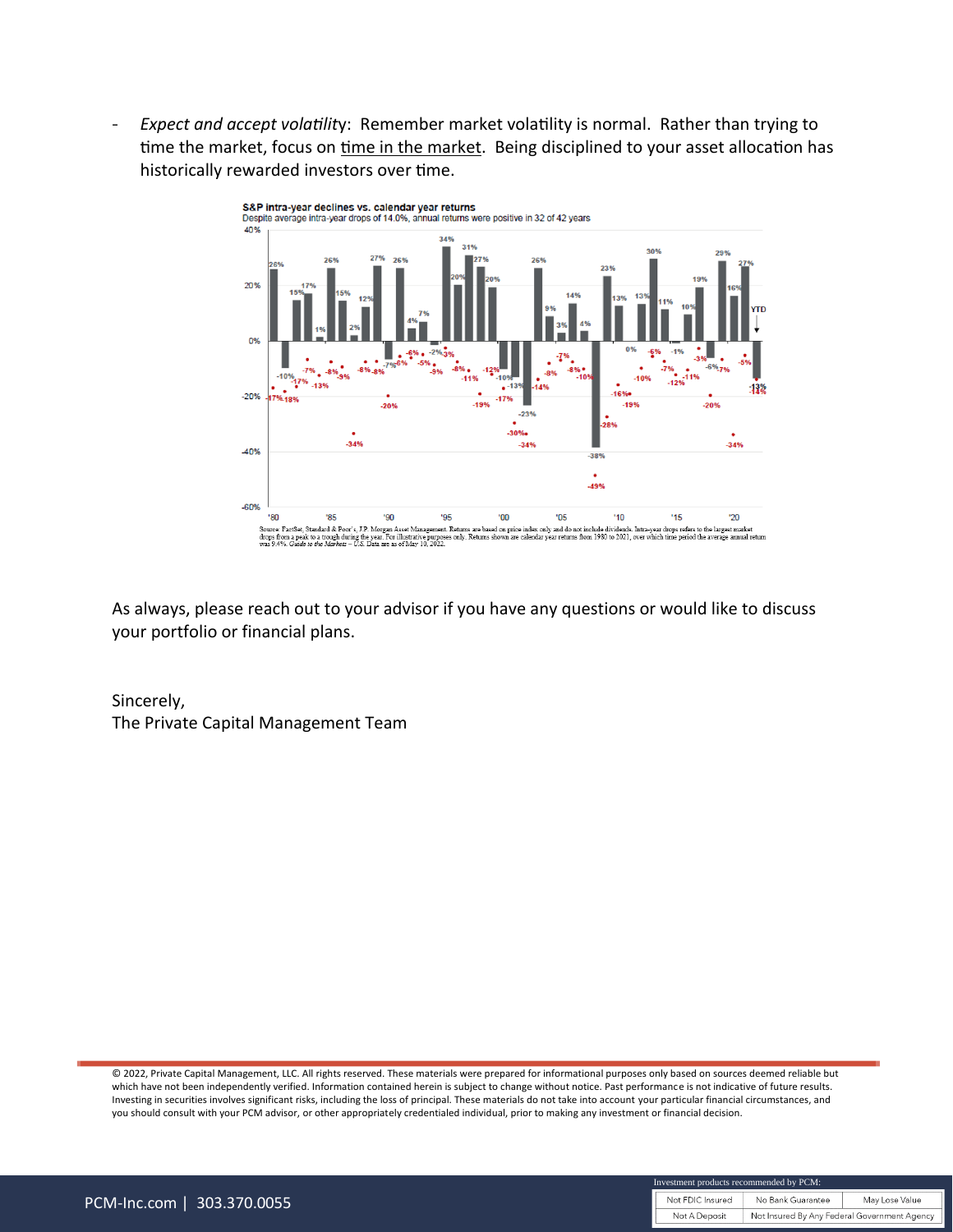- *Expect and accept volatility*: Remember market volatility is normal. Rather than trying to time the market, focus on time in the market. Being disciplined to your asset allocation has historically rewarded investors over time.

**S&P intra-year declines vs. calendar year returns**

Despite average intra-year drops of 14.0%, annual returns were positive in 32 of 42 years

40%

20%

0%

-20%

-40%

-60%

'80 '85 '90 '95 '00 '05 '10 '15 '20

YTD

26% 15% 17% 1% 26% 15% 2% 12% 27% 26% 4% 7% 34% 20% 31% 27% 20% 26% 9% 3% 14% 4% 23% 13% 0% 13% 30% 11% -1% 10% 19% 16% 29% 27%

-10% -7% -8% -9% -7% -6% -5% -2% -3% -10% -13% -23% -6% -38% -1% -6% -13%

-17% -18% -17% -13% -34% -8% -8% -20% -6% -5% -9% -8% -11% -19% -12% -17% -30% -34% -14% -7% -8% -8% -10% -49% -28% -16% -19% -10% -6% -7% -12% -11% -3% -20% -7% -34% -5% -14%

Source: FactSet, Standard & Poor's, J.P. Morgan Asset Management. Returns are based on price index only and do not include dividends. Intra-year drops refers to the largest market drops from a peak to a trough during the year. For illustrative purposes only. Returns shown are calendar year returns from 1980 to 2021, over which time period the average annual return was 9.4%. *Guide to the Markets – U.S.* Data are as of May 10, 2022.

As always, please reach out to your advisor if you have any questions or would like to discuss your portfolio or financial plans.

Sincerely,
The Private Capital Management Team

© 2022, Private Capital Management, LLC. All rights reserved. These materials were prepared for informational purposes only based on sources deemed reliable but which have not been independently verified. Information contained herein is subject to change without notice. Past performance is not indicative of future results. Investing in securities involves significant risks, including the loss of principal. These materials do not take into account your particular financial circumstances, and you should consult with your PCM advisor, or other appropriately credentialed individual, prior to making any investment or financial decision.

PCM-Inc.com | 303.370.0055

Investment products recommended by PCM:

| | | |
|---|---|---|
| Not FDIC Insured | No Bank Guarantee | May Lose Value |
| Not A Deposit | Not Insured By Any Federal Government Agency | |